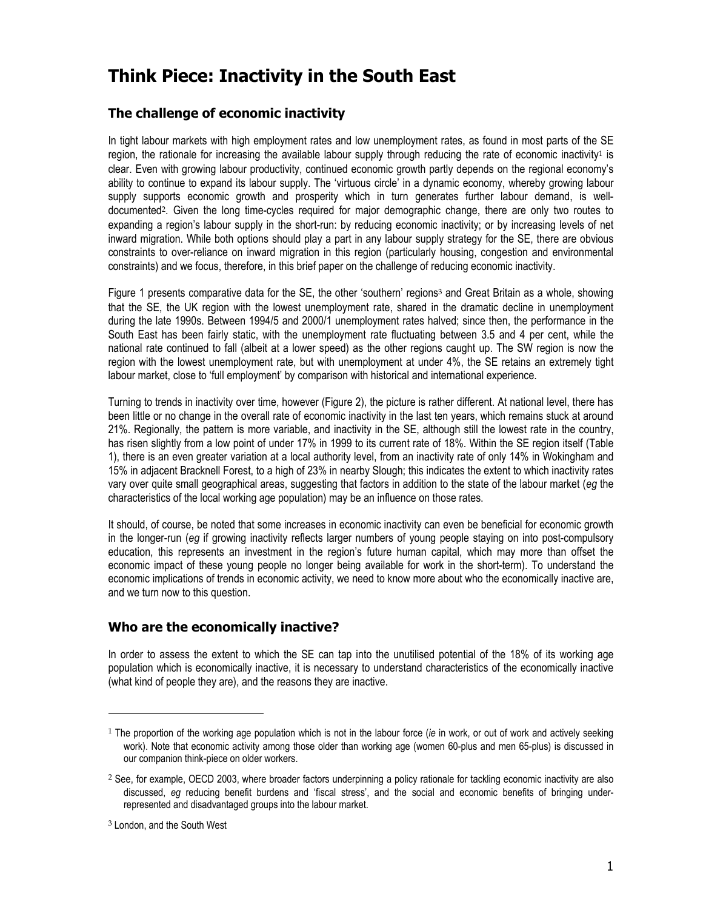# Think Piece: Inactivity in the South East

## The challenge of economic inactivity

In tight labour markets with high employment rates and low unemployment rates, as found in most parts of the SE region, the rationale for increasing the available labour supply through reducing the rate of economic inactivity[1] is clear. Even with growing labour productivity, continued economic growth partly depends on the regional economy's ability to continue to expand its labour supply. The 'virtuous circle' in a dynamic economy, whereby growing labour supply supports economic growth and prosperity which in turn generates further labour demand, is well-documented[2]. Given the long time-cycles required for major demographic change, there are only two routes to expanding a region's labour supply in the short-run: by reducing economic inactivity; or by increasing levels of net inward migration. While both options should play a part in any labour supply strategy for the SE, there are obvious constraints to over-reliance on inward migration in this region (particularly housing, congestion and environmental constraints) and we focus, therefore, in this brief paper on the challenge of reducing economic inactivity.

Figure 1 presents comparative data for the SE, the other 'southern' regions[3] and Great Britain as a whole, showing that the SE, the UK region with the lowest unemployment rate, shared in the dramatic decline in unemployment during the late 1990s. Between 1994/5 and 2000/1 unemployment rates halved; since then, the performance in the South East has been fairly static, with the unemployment rate fluctuating between 3.5 and 4 per cent, while the national rate continued to fall (albeit at a lower speed) as the other regions caught up. The SW region is now the region with the lowest unemployment rate, but with unemployment at under 4%, the SE retains an extremely tight labour market, close to 'full employment' by comparison with historical and international experience.

Turning to trends in inactivity over time, however (Figure 2), the picture is rather different. At national level, there has been little or no change in the overall rate of economic inactivity in the last ten years, which remains stuck at around 21%. Regionally, the pattern is more variable, and inactivity in the SE, although still the lowest rate in the country, has risen slightly from a low point of under 17% in 1999 to its current rate of 18%. Within the SE region itself (Table 1), there is an even greater variation at a local authority level, from an inactivity rate of only 14% in Wokingham and 15% in adjacent Bracknell Forest, to a high of 23% in nearby Slough; this indicates the extent to which inactivity rates vary over quite small geographical areas, suggesting that factors in addition to the state of the labour market (*eg* the characteristics of the local working age population) may be an influence on those rates.

It should, of course, be noted that some increases in economic inactivity can even be beneficial for economic growth in the longer-run (*eg* if growing inactivity reflects larger numbers of young people staying on into post-compulsory education, this represents an investment in the region's future human capital, which may more than offset the economic impact of these young people no longer being available for work in the short-term). To understand the economic implications of trends in economic activity, we need to know more about who the economically inactive are, and we turn now to this question.

## Who are the economically inactive?

In order to assess the extent to which the SE can tap into the unutilised potential of the 18% of its working age population which is economically inactive, it is necessary to understand characteristics of the economically inactive (what kind of people they are), and the reasons they are inactive.

---

[1] The proportion of the working age population which is not in the labour force (*ie* in work, or out of work and actively seeking work). Note that economic activity among those older than working age (women 60-plus and men 65-plus) is discussed in our companion think-piece on older workers.

[2] See, for example, OECD 2003, where broader factors underpinning a policy rationale for tackling economic inactivity are also discussed, *eg* reducing benefit burdens and 'fiscal stress', and the social and economic benefits of bringing under-represented and disadvantaged groups into the labour market.

[3] London, and the South West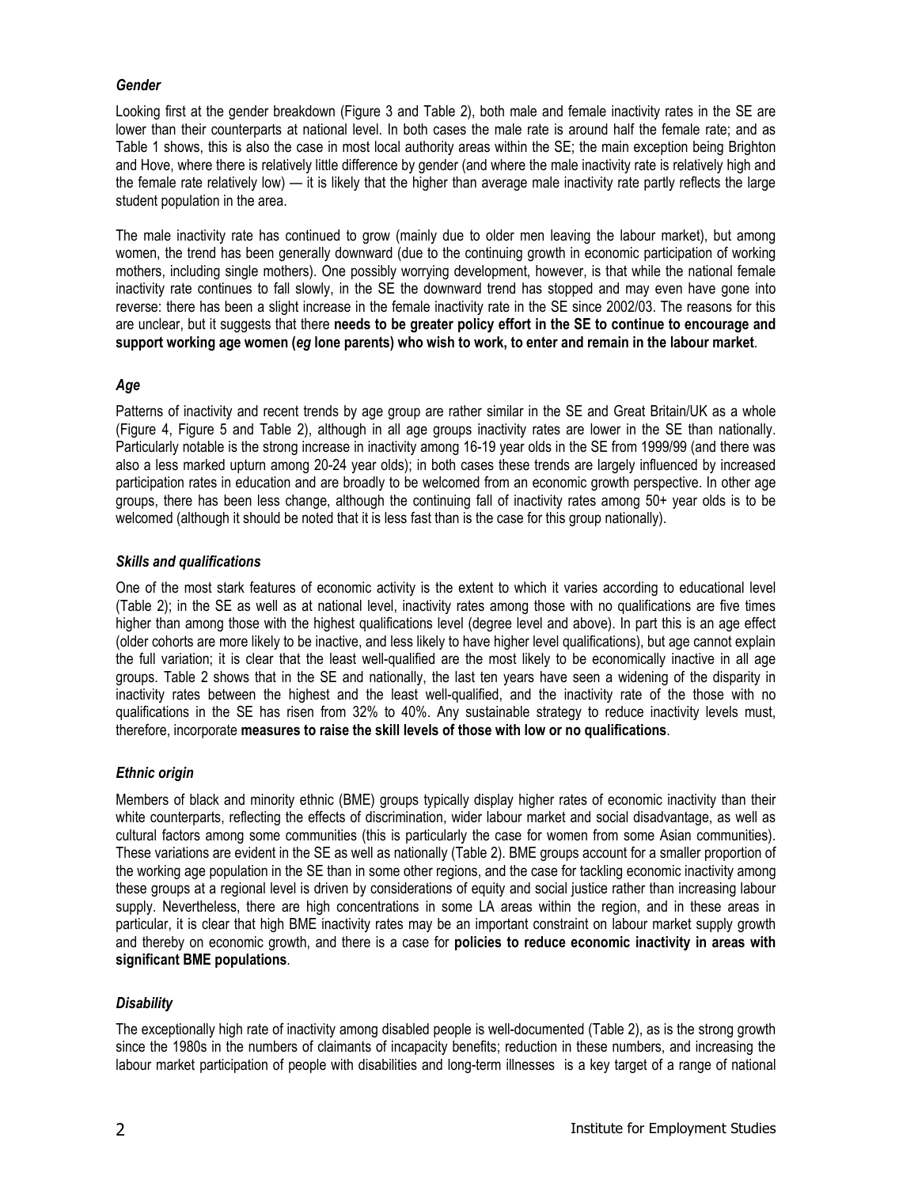### *Gender*

Looking first at the gender breakdown (Figure 3 and Table 2), both male and female inactivity rates in the SE are lower than their counterparts at national level. In both cases the male rate is around half the female rate; and as Table 1 shows, this is also the case in most local authority areas within the SE; the main exception being Brighton and Hove, where there is relatively little difference by gender (and where the male inactivity rate is relatively high and the female rate relatively low) — it is likely that the higher than average male inactivity rate partly reflects the large student population in the area.

The male inactivity rate has continued to grow (mainly due to older men leaving the labour market), but among women, the trend has been generally downward (due to the continuing growth in economic participation of working mothers, including single mothers). One possibly worrying development, however, is that while the national female inactivity rate continues to fall slowly, in the SE the downward trend has stopped and may even have gone into reverse: there has been a slight increase in the female inactivity rate in the SE since 2002/03. The reasons for this are unclear, but it suggests that there **needs to be greater policy effort in the SE to continue to encourage and support working age women (*eg* lone parents) who wish to work, to enter and remain in the labour market**.

### *Age*

Patterns of inactivity and recent trends by age group are rather similar in the SE and Great Britain/UK as a whole (Figure 4, Figure 5 and Table 2), although in all age groups inactivity rates are lower in the SE than nationally. Particularly notable is the strong increase in inactivity among 16-19 year olds in the SE from 1999/99 (and there was also a less marked upturn among 20-24 year olds); in both cases these trends are largely influenced by increased participation rates in education and are broadly to be welcomed from an economic growth perspective. In other age groups, there has been less change, although the continuing fall of inactivity rates among 50+ year olds is to be welcomed (although it should be noted that it is less fast than is the case for this group nationally).

### *Skills and qualifications*

One of the most stark features of economic activity is the extent to which it varies according to educational level (Table 2); in the SE as well as at national level, inactivity rates among those with no qualifications are five times higher than among those with the highest qualifications level (degree level and above). In part this is an age effect (older cohorts are more likely to be inactive, and less likely to have higher level qualifications), but age cannot explain the full variation; it is clear that the least well-qualified are the most likely to be economically inactive in all age groups. Table 2 shows that in the SE and nationally, the last ten years have seen a widening of the disparity in inactivity rates between the highest and the least well-qualified, and the inactivity rate of the those with no qualifications in the SE has risen from 32% to 40%. Any sustainable strategy to reduce inactivity levels must, therefore, incorporate **measures to raise the skill levels of those with low or no qualifications**.

### *Ethnic origin*

Members of black and minority ethnic (BME) groups typically display higher rates of economic inactivity than their white counterparts, reflecting the effects of discrimination, wider labour market and social disadvantage, as well as cultural factors among some communities (this is particularly the case for women from some Asian communities). These variations are evident in the SE as well as nationally (Table 2). BME groups account for a smaller proportion of the working age population in the SE than in some other regions, and the case for tackling economic inactivity among these groups at a regional level is driven by considerations of equity and social justice rather than increasing labour supply. Nevertheless, there are high concentrations in some LA areas within the region, and in these areas in particular, it is clear that high BME inactivity rates may be an important constraint on labour market supply growth and thereby on economic growth, and there is a case for **policies to reduce economic inactivity in areas with significant BME populations**.

### *Disability*

The exceptionally high rate of inactivity among disabled people is well-documented (Table 2), as is the strong growth since the 1980s in the numbers of claimants of incapacity benefits; reduction in these numbers, and increasing the labour market participation of people with disabilities and long-term illnesses is a key target of a range of national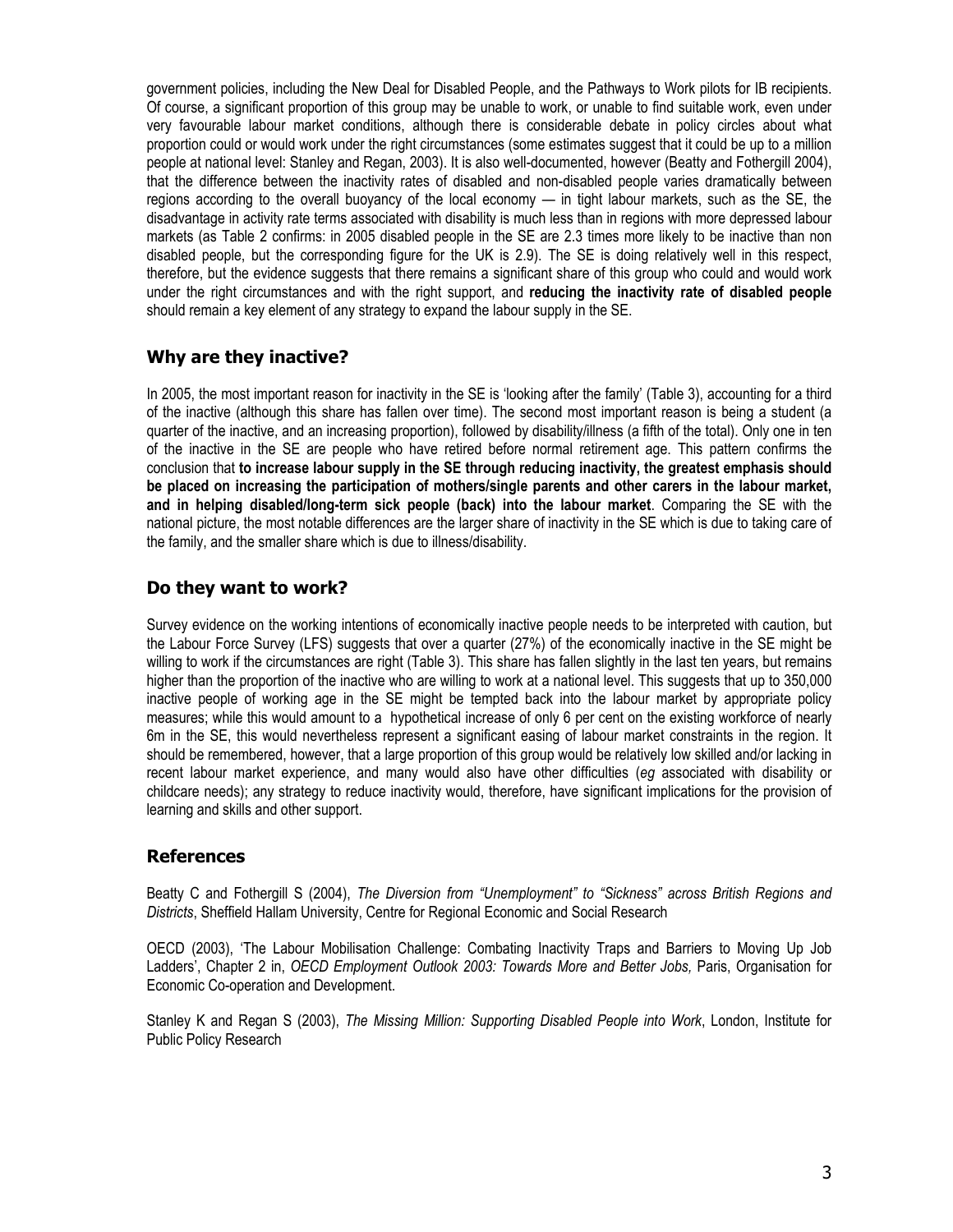government policies, including the New Deal for Disabled People, and the Pathways to Work pilots for IB recipients. Of course, a significant proportion of this group may be unable to work, or unable to find suitable work, even under very favourable labour market conditions, although there is considerable debate in policy circles about what proportion could or would work under the right circumstances (some estimates suggest that it could be up to a million people at national level: Stanley and Regan, 2003). It is also well-documented, however (Beatty and Fothergill 2004), that the difference between the inactivity rates of disabled and non-disabled people varies dramatically between regions according to the overall buoyancy of the local economy — in tight labour markets, such as the SE, the disadvantage in activity rate terms associated with disability is much less than in regions with more depressed labour markets (as Table 2 confirms: in 2005 disabled people in the SE are 2.3 times more likely to be inactive than non disabled people, but the corresponding figure for the UK is 2.9). The SE is doing relatively well in this respect, therefore, but the evidence suggests that there remains a significant share of this group who could and would work under the right circumstances and with the right support, and **reducing the inactivity rate of disabled people** should remain a key element of any strategy to expand the labour supply in the SE.

## Why are they inactive?

In 2005, the most important reason for inactivity in the SE is 'looking after the family' (Table 3), accounting for a third of the inactive (although this share has fallen over time). The second most important reason is being a student (a quarter of the inactive, and an increasing proportion), followed by disability/illness (a fifth of the total). Only one in ten of the inactive in the SE are people who have retired before normal retirement age. This pattern confirms the conclusion that **to increase labour supply in the SE through reducing inactivity, the greatest emphasis should be placed on increasing the participation of mothers/single parents and other carers in the labour market, and in helping disabled/long-term sick people (back) into the labour market**. Comparing the SE with the national picture, the most notable differences are the larger share of inactivity in the SE which is due to taking care of the family, and the smaller share which is due to illness/disability.

## Do they want to work?

Survey evidence on the working intentions of economically inactive people needs to be interpreted with caution, but the Labour Force Survey (LFS) suggests that over a quarter (27%) of the economically inactive in the SE might be willing to work if the circumstances are right (Table 3). This share has fallen slightly in the last ten years, but remains higher than the proportion of the inactive who are willing to work at a national level. This suggests that up to 350,000 inactive people of working age in the SE might be tempted back into the labour market by appropriate policy measures; while this would amount to a hypothetical increase of only 6 per cent on the existing workforce of nearly 6m in the SE, this would nevertheless represent a significant easing of labour market constraints in the region. It should be remembered, however, that a large proportion of this group would be relatively low skilled and/or lacking in recent labour market experience, and many would also have other difficulties (*eg* associated with disability or childcare needs); any strategy to reduce inactivity would, therefore, have significant implications for the provision of learning and skills and other support.

## References

Beatty C and Fothergill S (2004), *The Diversion from "Unemployment" to "Sickness" across British Regions and Districts*, Sheffield Hallam University, Centre for Regional Economic and Social Research

OECD (2003), 'The Labour Mobilisation Challenge: Combating Inactivity Traps and Barriers to Moving Up Job Ladders', Chapter 2 in, *OECD Employment Outlook 2003: Towards More and Better Jobs,* Paris, Organisation for Economic Co-operation and Development.

Stanley K and Regan S (2003), *The Missing Million: Supporting Disabled People into Work*, London, Institute for Public Policy Research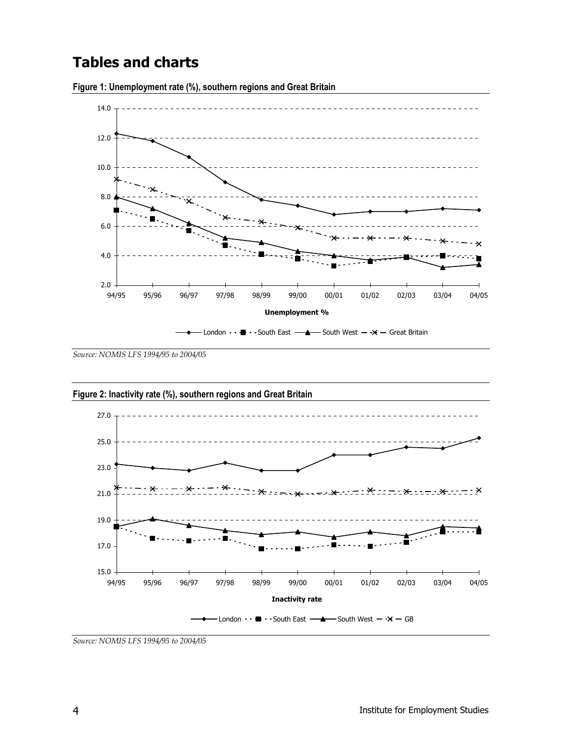# Tables and charts

**Figure 1: Unemployment rate (%), southern regions and Great Britain**

*Source: NOMIS LFS 1994/95 to 2004/05*

**Figure 2: Inactivity rate (%), southern regions and Great Britain**

*Source: NOMIS LFS 1994/95 to 2004/05*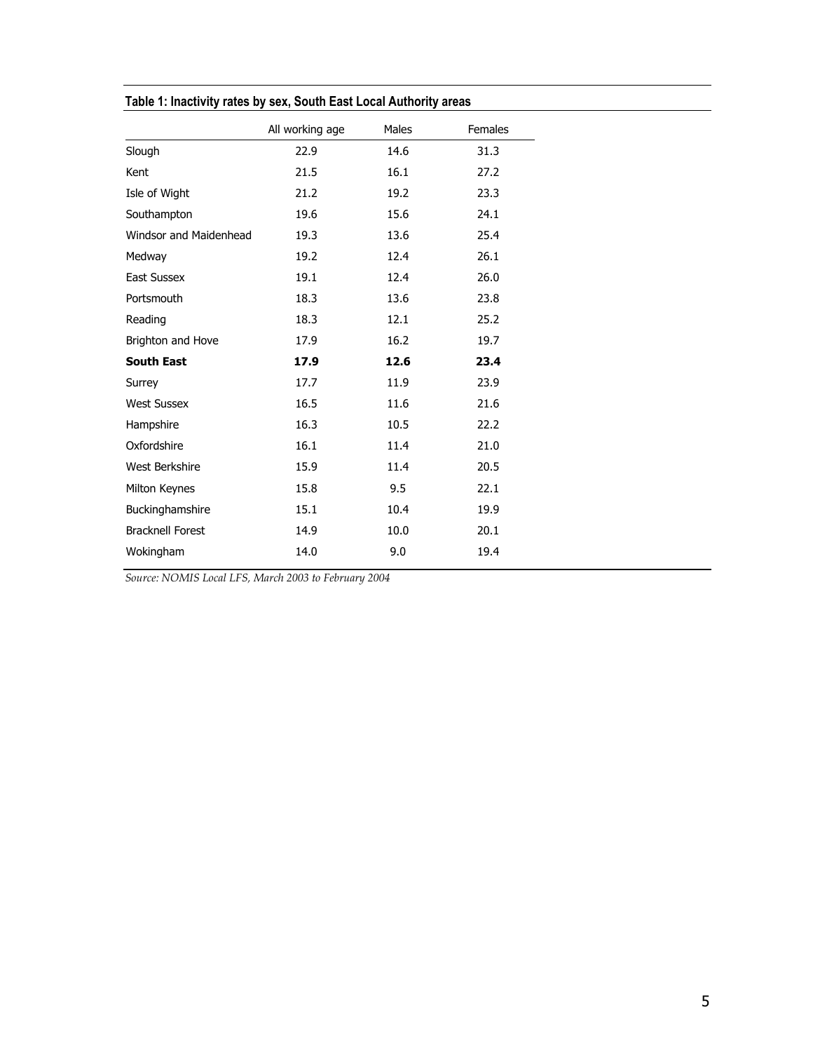**Table 1: Inactivity rates by sex, South East Local Authority areas**

| | All working age | Males | Females |
|---|---|---|---|
| Slough | 22.9 | 14.6 | 31.3 |
| Kent | 21.5 | 16.1 | 27.2 |
| Isle of Wight | 21.2 | 19.2 | 23.3 |
| Southampton | 19.6 | 15.6 | 24.1 |
| Windsor and Maidenhead | 19.3 | 13.6 | 25.4 |
| Medway | 19.2 | 12.4 | 26.1 |
| East Sussex | 19.1 | 12.4 | 26.0 |
| Portsmouth | 18.3 | 13.6 | 23.8 |
| Reading | 18.3 | 12.1 | 25.2 |
| Brighton and Hove | 17.9 | 16.2 | 19.7 |
| **South East** | **17.9** | **12.6** | **23.4** |
| Surrey | 17.7 | 11.9 | 23.9 |
| West Sussex | 16.5 | 11.6 | 21.6 |
| Hampshire | 16.3 | 10.5 | 22.2 |
| Oxfordshire | 16.1 | 11.4 | 21.0 |
| West Berkshire | 15.9 | 11.4 | 20.5 |
| Milton Keynes | 15.8 | 9.5 | 22.1 |
| Buckinghamshire | 15.1 | 10.4 | 19.9 |
| Bracknell Forest | 14.9 | 10.0 | 20.1 |
| Wokingham | 14.0 | 9.0 | 19.4 |

*Source: NOMIS Local LFS, March 2003 to February 2004*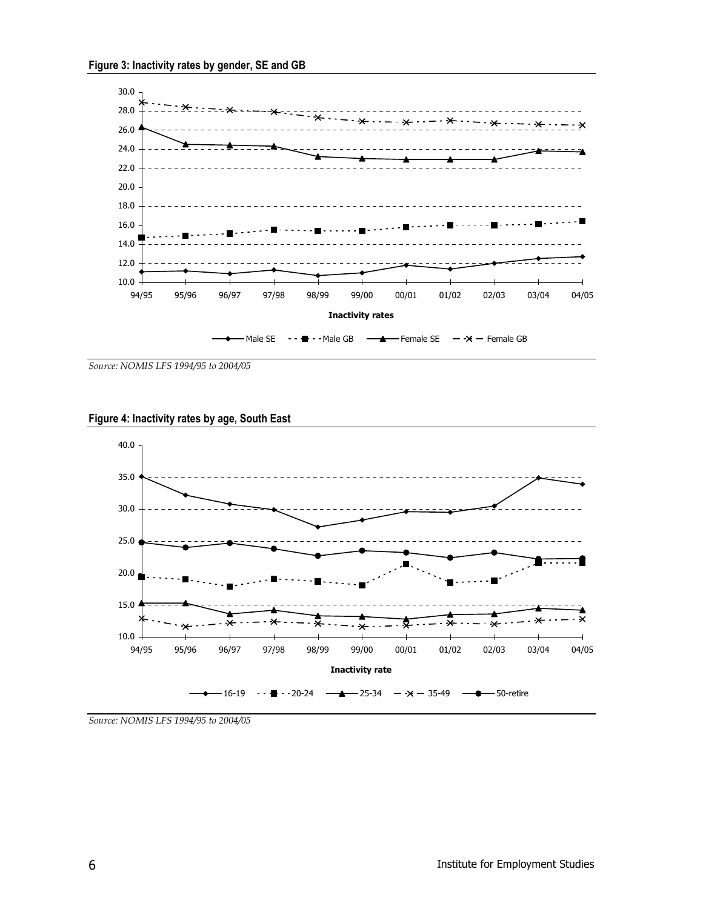**Figure 3: Inactivity rates by gender, SE and GB**

*Source: NOMIS LFS 1994/95 to 2004/05*

**Figure 4: Inactivity rates by age, South East**

*Source: NOMIS LFS 1994/95 to 2004/05*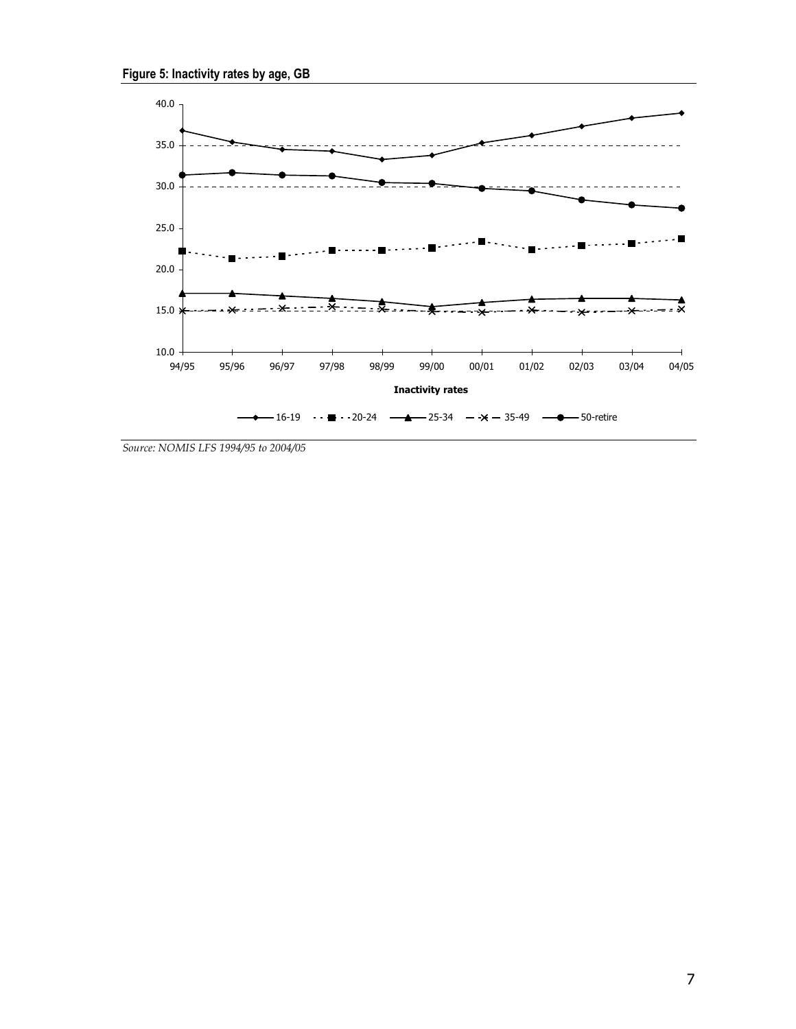**Figure 5: Inactivity rates by age, GB**

*Source: NOMIS LFS 1994/95 to 2004/05*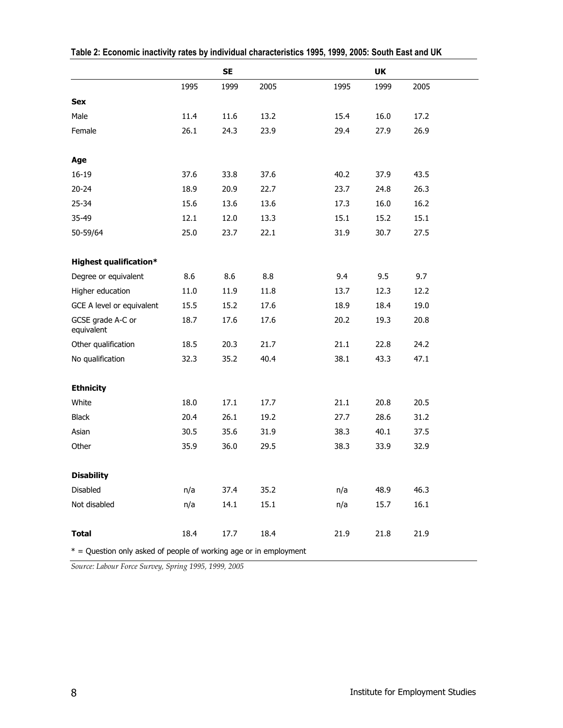**Table 2: Economic inactivity rates by individual characteristics 1995, 1999, 2005: South East and UK**

| | SE | | | UK | | |
|---|---|---|---|---|---|---|
| | 1995 | 1999 | 2005 | 1995 | 1999 | 2005 |
| **Sex** | | | | | | |
| Male | 11.4 | 11.6 | 13.2 | 15.4 | 16.0 | 17.2 |
| Female | 26.1 | 24.3 | 23.9 | 29.4 | 27.9 | 26.9 |
| **Age** | | | | | | |
| 16-19 | 37.6 | 33.8 | 37.6 | 40.2 | 37.9 | 43.5 |
| 20-24 | 18.9 | 20.9 | 22.7 | 23.7 | 24.8 | 26.3 |
| 25-34 | 15.6 | 13.6 | 13.6 | 17.3 | 16.0 | 16.2 |
| 35-49 | 12.1 | 12.0 | 13.3 | 15.1 | 15.2 | 15.1 |
| 50-59/64 | 25.0 | 23.7 | 22.1 | 31.9 | 30.7 | 27.5 |
| **Highest qualification*** | | | | | | |
| Degree or equivalent | 8.6 | 8.6 | 8.8 | 9.4 | 9.5 | 9.7 |
| Higher education | 11.0 | 11.9 | 11.8 | 13.7 | 12.3 | 12.2 |
| GCE A level or equivalent | 15.5 | 15.2 | 17.6 | 18.9 | 18.4 | 19.0 |
| GCSE grade A-C or equivalent | 18.7 | 17.6 | 17.6 | 20.2 | 19.3 | 20.8 |
| Other qualification | 18.5 | 20.3 | 21.7 | 21.1 | 22.8 | 24.2 |
| No qualification | 32.3 | 35.2 | 40.4 | 38.1 | 43.3 | 47.1 |
| **Ethnicity** | | | | | | |
| White | 18.0 | 17.1 | 17.7 | 21.1 | 20.8 | 20.5 |
| Black | 20.4 | 26.1 | 19.2 | 27.7 | 28.6 | 31.2 |
| Asian | 30.5 | 35.6 | 31.9 | 38.3 | 40.1 | 37.5 |
| Other | 35.9 | 36.0 | 29.5 | 38.3 | 33.9 | 32.9 |
| **Disability** | | | | | | |
| Disabled | n/a | 37.4 | 35.2 | n/a | 48.9 | 46.3 |
| Not disabled | n/a | 14.1 | 15.1 | n/a | 15.7 | 16.1 |
| **Total** | 18.4 | 17.7 | 18.4 | 21.9 | 21.8 | 21.9 |

* = Question only asked of people of working age or in employment

*Source: Labour Force Survey, Spring 1995, 1999, 2005*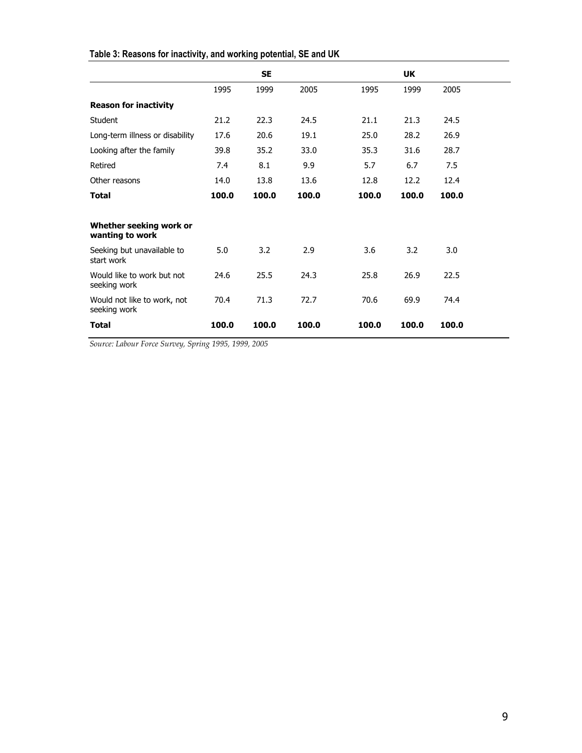**Table 3: Reasons for inactivity, and working potential, SE and UK**

| | SE | | | UK | | |
|---|---|---|---|---|---|---|
| | 1995 | 1999 | 2005 | 1995 | 1999 | 2005 |
| **Reason for inactivity** | | | | | | |
| Student | 21.2 | 22.3 | 24.5 | 21.1 | 21.3 | 24.5 |
| Long-term illness or disability | 17.6 | 20.6 | 19.1 | 25.0 | 28.2 | 26.9 |
| Looking after the family | 39.8 | 35.2 | 33.0 | 35.3 | 31.6 | 28.7 |
| Retired | 7.4 | 8.1 | 9.9 | 5.7 | 6.7 | 7.5 |
| Other reasons | 14.0 | 13.8 | 13.6 | 12.8 | 12.2 | 12.4 |
| **Total** | **100.0** | **100.0** | **100.0** | **100.0** | **100.0** | **100.0** |
| **Whether seeking work or wanting to work** | | | | | | |
| Seeking but unavailable to start work | 5.0 | 3.2 | 2.9 | 3.6 | 3.2 | 3.0 |
| Would like to work but not seeking work | 24.6 | 25.5 | 24.3 | 25.8 | 26.9 | 22.5 |
| Would not like to work, not seeking work | 70.4 | 71.3 | 72.7 | 70.6 | 69.9 | 74.4 |
| **Total** | **100.0** | **100.0** | **100.0** | **100.0** | **100.0** | **100.0** |

*Source: Labour Force Survey, Spring 1995, 1999, 2005*